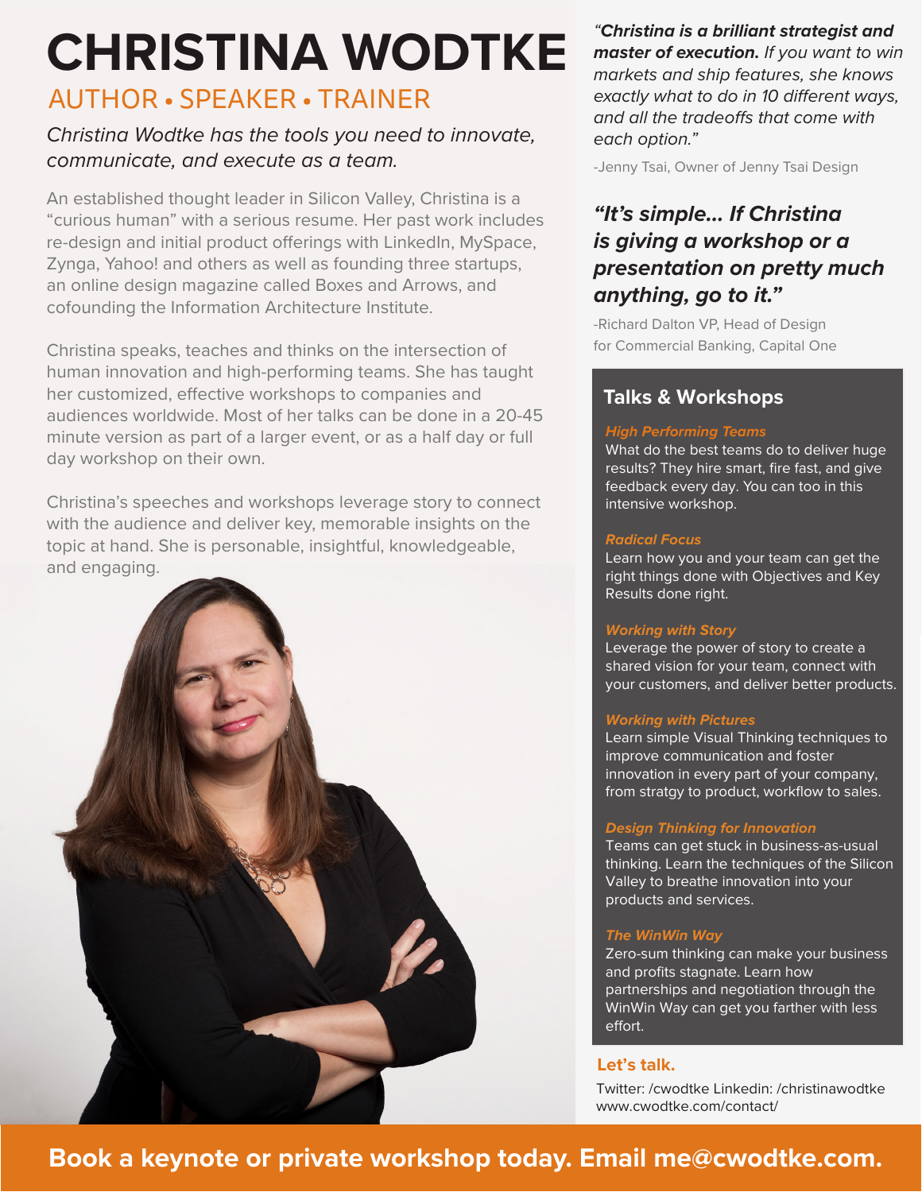# CHRISTINA WODTKE

## AUTHOR • SPEAKER • TRAINER

*Christina Wodtke has the tools you need to innovate, communicate, and execute as a team.*

An established thought leader in Silicon Valley, Christina is a "curious human" with a serious resume. Her past work includes re-design and initial product offerings with LinkedIn, MySpace, Zynga, Yahoo! and others as well as founding three startups, an online design magazine called Boxes and Arrows, and cofounding the Information Architecture Institute.

Christina speaks, teaches and thinks on the intersection of human innovation and high-performing teams. She has taught her customized, effective workshops to companies and audiences worldwide. Most of her talks can be done in a 20-45 minute version as part of a larger event, or as a half day or full day workshop on their own.

Christina's speeches and workshops leverage story to connect with the audience and deliver key, memorable insights on the topic at hand. She is personable, insightful, knowledgeable, and engaging.

*"**Christina is a brilliant strategist and master of execution.** If you want to win markets and ship features, she knows exactly what to do in 10 different ways, and all the tradeoffs that come with each option."*

-Jenny Tsai, Owner of Jenny Tsai Design

***"It's simple... If Christina is giving a workshop or a presentation on pretty much anything, go to it."***

-Richard Dalton VP, Head of Design for Commercial Banking, Capital One

## Talks & Workshops

***High Performing Teams***
What do the best teams do to deliver huge results? They hire smart, fire fast, and give feedback every day. You can too in this intensive workshop.

***Radical Focus***
Learn how you and your team can get the right things done with Objectives and Key Results done right.

***Working with Story***
Leverage the power of story to create a shared vision for your team, connect with your customers, and deliver better products.

***Working with Pictures***
Learn simple Visual Thinking techniques to improve communication and foster innovation in every part of your company, from stratgy to product, workflow to sales.

***Design Thinking for Innovation***
Teams can get stuck in business-as-usual thinking. Learn the techniques of the Silicon Valley to breathe innovation into your products and services.

***The WinWin Way***
Zero-sum thinking can make your business and profits stagnate. Learn how partnerships and negotiation through the WinWin Way can get you farther with less effort.

**Let's talk.**

Twitter: /cwodtke Linkedin: /christinawodtke
www.cwodtke.com/contact/

**Book a keynote or private workshop today. Email me@cwodtke.com.**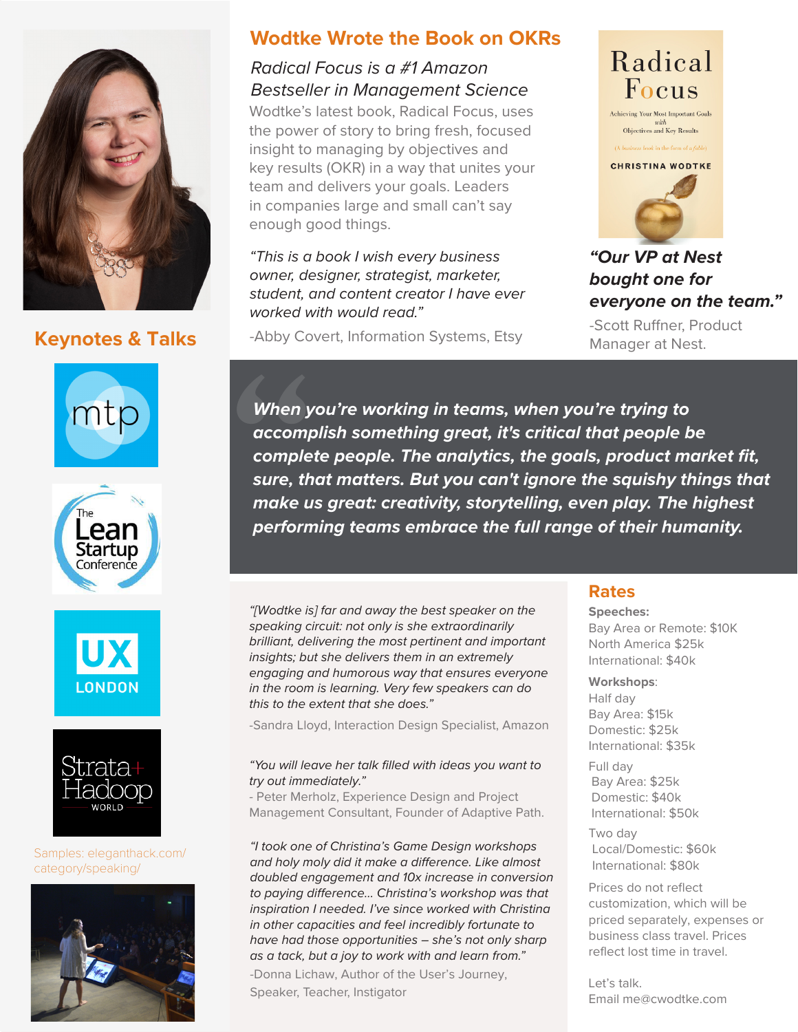## Wodtke Wrote the Book on OKRs

*Radical Focus is a #1 Amazon Bestseller in Management Science*

Wodtke's latest book, Radical Focus, uses the power of story to bring fresh, focused insight to managing by objectives and key results (OKR) in a way that unites your team and delivers your goals. Leaders in companies large and small can't say enough good things.

*"This is a book I wish every business owner, designer, strategist, marketer, student, and content creator I have ever worked with would read."*

-Abby Covert, Information Systems, Etsy

***"Our VP at Nest bought one for everyone on the team."***

-Scott Ruffner, Product Manager at Nest.

***When you're working in teams, when you're trying to accomplish something great, it's critical that people be complete people. The analytics, the goals, product market fit, sure, that matters. But you can't ignore the squishy things that make us great: creativity, storytelling, even play. The highest performing teams embrace the full range of their humanity.***

## Keynotes & Talks

Samples: eleganthack.com/category/speaking/

*"[Wodtke is] far and away the best speaker on the speaking circuit: not only is she extraordinarily brilliant, delivering the most pertinent and important insights; but she delivers them in an extremely engaging and humorous way that ensures everyone in the room is learning. Very few speakers can do this to the extent that she does."*

-Sandra Lloyd, Interaction Design Specialist, Amazon

*"You will leave her talk filled with ideas you want to try out immediately."*

- Peter Merholz, Experience Design and Project Management Consultant, Founder of Adaptive Path.

*"I took one of Christina's Game Design workshops and holy moly did it make a difference. Like almost doubled engagement and 10x increase in conversion to paying difference... Christina's workshop was that inspiration I needed. I've since worked with Christina in other capacities and feel incredibly fortunate to have had those opportunities – she's not only sharp as a tack, but a joy to work with and learn from."*

-Donna Lichaw, Author of the User's Journey, Speaker, Teacher, Instigator

## Rates

**Speeches:**
Bay Area or Remote: $10K
North America $25k
International: $40k

**Workshops**:
Half day
Bay Area: $15k
Domestic: $25k
International: $35k

Full day
Bay Area: $25k
Domestic: $40k
International: $50k

Two day
Local/Domestic: $60k
International: $80k

Prices do not reflect customization, which will be priced separately, expenses or business class travel. Prices reflect lost time in travel.

Let's talk.
Email me@cwodtke.com